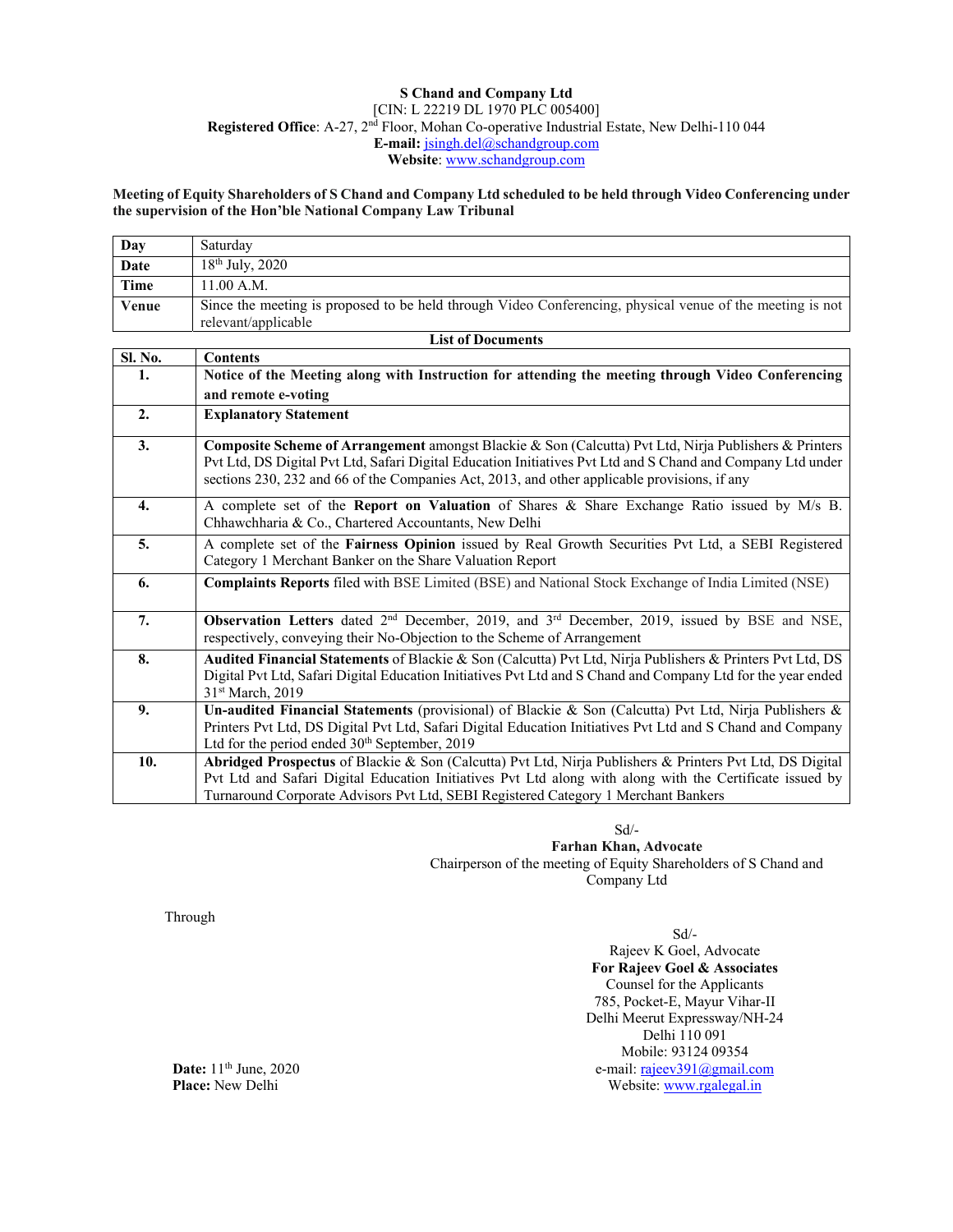**S Chand and Company Ltd**
[CIN: L 22219 DL 1970 PLC 005400]
**Registered Office**: A-27, 2nd Floor, Mohan Co-operative Industrial Estate, New Delhi-110 044
**E-mail:** jsingh.del@schandgroup.com
**Website**: www.schandgroup.com

**Meeting of Equity Shareholders of S Chand and Company Ltd scheduled to be held through Video Conferencing under the supervision of the Hon'ble National Company Law Tribunal**

| | |
|---|---|
| **Day** | Saturday |
| **Date** | 18th July, 2020 |
| **Time** | 11.00 A.M. |
| **Venue** | Since the meeting is proposed to be held through Video Conferencing, physical venue of the meeting is not relevant/applicable |

**List of Documents**

| Sl. No. | Contents |
|---|---|
| **1.** | **Notice of the Meeting along with Instruction for attending the meeting through Video Conferencing and remote e-voting** |
| **2.** | **Explanatory Statement** |
| **3.** | **Composite Scheme of Arrangement** amongst Blackie & Son (Calcutta) Pvt Ltd, Nirja Publishers & Printers Pvt Ltd, DS Digital Pvt Ltd, Safari Digital Education Initiatives Pvt Ltd and S Chand and Company Ltd under sections 230, 232 and 66 of the Companies Act, 2013, and other applicable provisions, if any |
| **4.** | A complete set of the **Report on Valuation** of Shares & Share Exchange Ratio issued by M/s B. Chhawchharia & Co., Chartered Accountants, New Delhi |
| **5.** | A complete set of the **Fairness Opinion** issued by Real Growth Securities Pvt Ltd, a SEBI Registered Category 1 Merchant Banker on the Share Valuation Report |
| **6.** | **Complaints Reports** filed with BSE Limited (BSE) and National Stock Exchange of India Limited (NSE) |
| **7.** | **Observation Letters** dated 2nd December, 2019, and 3rd December, 2019, issued by BSE and NSE, respectively, conveying their No-Objection to the Scheme of Arrangement |
| **8.** | **Audited Financial Statements** of Blackie & Son (Calcutta) Pvt Ltd, Nirja Publishers & Printers Pvt Ltd, DS Digital Pvt Ltd, Safari Digital Education Initiatives Pvt Ltd and S Chand and Company Ltd for the year ended 31st March, 2019 |
| **9.** | **Un-audited Financial Statements** (provisional) of Blackie & Son (Calcutta) Pvt Ltd, Nirja Publishers & Printers Pvt Ltd, DS Digital Pvt Ltd, Safari Digital Education Initiatives Pvt Ltd and S Chand and Company Ltd for the period ended 30th September, 2019 |
| **10.** | **Abridged Prospectus** of Blackie & Son (Calcutta) Pvt Ltd, Nirja Publishers & Printers Pvt Ltd, DS Digital Pvt Ltd and Safari Digital Education Initiatives Pvt Ltd along with along with the Certificate issued by Turnaround Corporate Advisors Pvt Ltd, SEBI Registered Category 1 Merchant Bankers |

Sd/-
**Farhan Khan, Advocate**
Chairperson of the meeting of Equity Shareholders of S Chand and Company Ltd

Through

Sd/-
Rajeev K Goel, Advocate
**For Rajeev Goel & Associates**
Counsel for the Applicants
785, Pocket-E, Mayur Vihar-II
Delhi Meerut Expressway/NH-24
Delhi 110 091
Mobile: 93124 09354
e-mail: rajeev391@gmail.com
Website: www.rgalegal.in

**Date:** 11th June, 2020
**Place:** New Delhi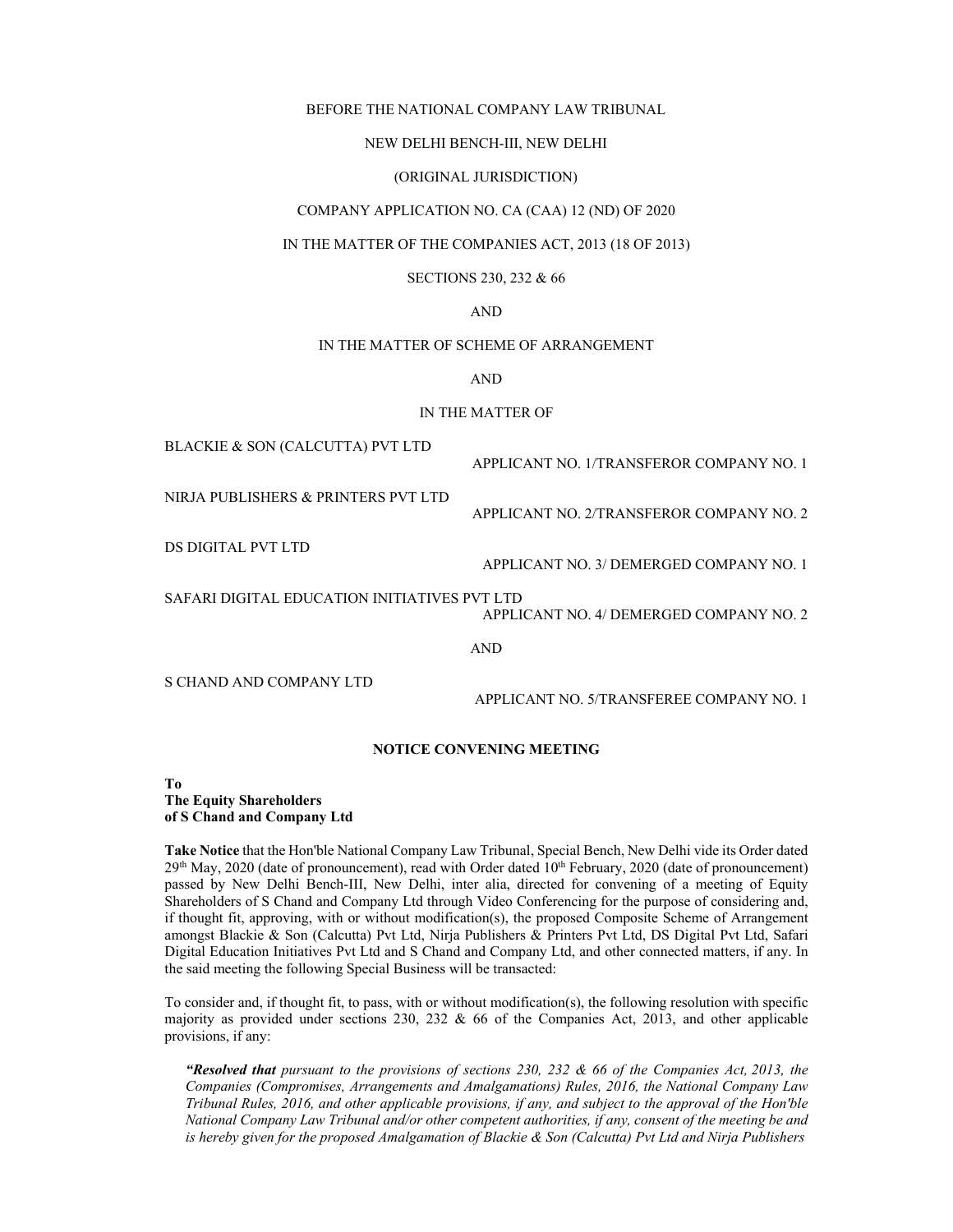BEFORE THE NATIONAL COMPANY LAW TRIBUNAL

NEW DELHI BENCH-III, NEW DELHI

(ORIGINAL JURISDICTION)

COMPANY APPLICATION NO. CA (CAA) 12 (ND) OF 2020

IN THE MATTER OF THE COMPANIES ACT, 2013 (18 OF 2013)

SECTIONS 230, 232 & 66

AND

IN THE MATTER OF SCHEME OF ARRANGEMENT

AND

IN THE MATTER OF

| | |
|---|---|
| BLACKIE & SON (CALCUTTA) PVT LTD | APPLICANT NO. 1/TRANSFEROR COMPANY NO. 1 |
| NIRJA PUBLISHERS & PRINTERS PVT LTD | APPLICANT NO. 2/TRANSFEROR COMPANY NO. 2 |
| DS DIGITAL PVT LTD | APPLICANT NO. 3/ DEMERGED COMPANY NO. 1 |
| SAFARI DIGITAL EDUCATION INITIATIVES PVT LTD | APPLICANT NO. 4/ DEMERGED COMPANY NO. 2 |

AND

| | |
|---|---|
| S CHAND AND COMPANY LTD | APPLICANT NO. 5/TRANSFEREE COMPANY NO. 1 |

**NOTICE CONVENING MEETING**

**To**
**The Equity Shareholders**
**of S Chand and Company Ltd**

**Take Notice** that the Hon'ble National Company Law Tribunal, Special Bench, New Delhi vide its Order dated 29th May, 2020 (date of pronouncement), read with Order dated 10th February, 2020 (date of pronouncement) passed by New Delhi Bench-III, New Delhi, inter alia, directed for convening of a meeting of Equity Shareholders of S Chand and Company Ltd through Video Conferencing for the purpose of considering and, if thought fit, approving, with or without modification(s), the proposed Composite Scheme of Arrangement amongst Blackie & Son (Calcutta) Pvt Ltd, Nirja Publishers & Printers Pvt Ltd, DS Digital Pvt Ltd, Safari Digital Education Initiatives Pvt Ltd and S Chand and Company Ltd, and other connected matters, if any. In the said meeting the following Special Business will be transacted:

To consider and, if thought fit, to pass, with or without modification(s), the following resolution with specific majority as provided under sections 230, 232 & 66 of the Companies Act, 2013, and other applicable provisions, if any:

> ***"Resolved that*** *pursuant to the provisions of sections 230, 232 & 66 of the Companies Act, 2013, the Companies (Compromises, Arrangements and Amalgamations) Rules, 2016, the National Company Law Tribunal Rules, 2016, and other applicable provisions, if any, and subject to the approval of the Hon'ble National Company Law Tribunal and/or other competent authorities, if any, consent of the meeting be and is hereby given for the proposed Amalgamation of Blackie & Son (Calcutta) Pvt Ltd and Nirja Publishers*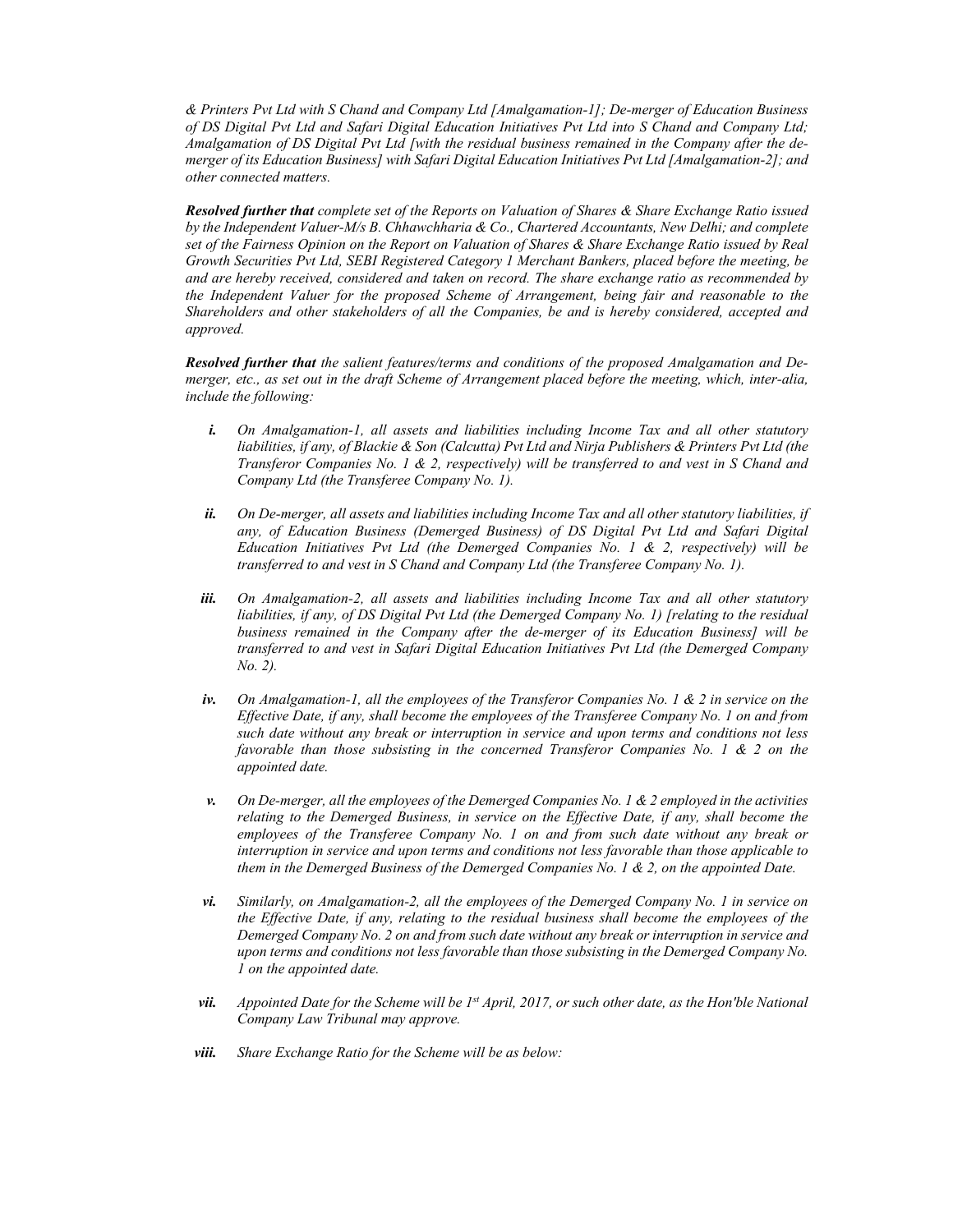*& Printers Pvt Ltd with S Chand and Company Ltd [Amalgamation-1]; De-merger of Education Business of DS Digital Pvt Ltd and Safari Digital Education Initiatives Pvt Ltd into S Chand and Company Ltd; Amalgamation of DS Digital Pvt Ltd [with the residual business remained in the Company after the de-merger of its Education Business] with Safari Digital Education Initiatives Pvt Ltd [Amalgamation-2]; and other connected matters.*

***Resolved further that*** *complete set of the Reports on Valuation of Shares & Share Exchange Ratio issued by the Independent Valuer-M/s B. Chhawchharia & Co., Chartered Accountants, New Delhi; and complete set of the Fairness Opinion on the Report on Valuation of Shares & Share Exchange Ratio issued by Real Growth Securities Pvt Ltd, SEBI Registered Category 1 Merchant Bankers, placed before the meeting, be and are hereby received, considered and taken on record. The share exchange ratio as recommended by the Independent Valuer for the proposed Scheme of Arrangement, being fair and reasonable to the Shareholders and other stakeholders of all the Companies, be and is hereby considered, accepted and approved.*

***Resolved further that*** *the salient features/terms and conditions of the proposed Amalgamation and De-merger, etc., as set out in the draft Scheme of Arrangement placed before the meeting, which, inter-alia, include the following:*

- ***i.*** *On Amalgamation-1, all assets and liabilities including Income Tax and all other statutory liabilities, if any, of Blackie & Son (Calcutta) Pvt Ltd and Nirja Publishers & Printers Pvt Ltd (the Transferor Companies No. 1 & 2, respectively) will be transferred to and vest in S Chand and Company Ltd (the Transferee Company No. 1).*

- ***ii.*** *On De-merger, all assets and liabilities including Income Tax and all other statutory liabilities, if any, of Education Business (Demerged Business) of DS Digital Pvt Ltd and Safari Digital Education Initiatives Pvt Ltd (the Demerged Companies No. 1 & 2, respectively) will be transferred to and vest in S Chand and Company Ltd (the Transferee Company No. 1).*

- ***iii.*** *On Amalgamation-2, all assets and liabilities including Income Tax and all other statutory liabilities, if any, of DS Digital Pvt Ltd (the Demerged Company No. 1) [relating to the residual business remained in the Company after the de-merger of its Education Business] will be transferred to and vest in Safari Digital Education Initiatives Pvt Ltd (the Demerged Company No. 2).*

- ***iv.*** *On Amalgamation-1, all the employees of the Transferor Companies No. 1 & 2 in service on the Effective Date, if any, shall become the employees of the Transferee Company No. 1 on and from such date without any break or interruption in service and upon terms and conditions not less favorable than those subsisting in the concerned Transferor Companies No. 1 & 2 on the appointed date.*

- ***v.*** *On De-merger, all the employees of the Demerged Companies No. 1 & 2 employed in the activities relating to the Demerged Business, in service on the Effective Date, if any, shall become the employees of the Transferee Company No. 1 on and from such date without any break or interruption in service and upon terms and conditions not less favorable than those applicable to them in the Demerged Business of the Demerged Companies No. 1 & 2, on the appointed Date.*

- ***vi.*** *Similarly, on Amalgamation-2, all the employees of the Demerged Company No. 1 in service on the Effective Date, if any, relating to the residual business shall become the employees of the Demerged Company No. 2 on and from such date without any break or interruption in service and upon terms and conditions not less favorable than those subsisting in the Demerged Company No. 1 on the appointed date.*

- ***vii.*** *Appointed Date for the Scheme will be 1st April, 2017, or such other date, as the Hon'ble National Company Law Tribunal may approve.*

- ***viii.*** *Share Exchange Ratio for the Scheme will be as below:*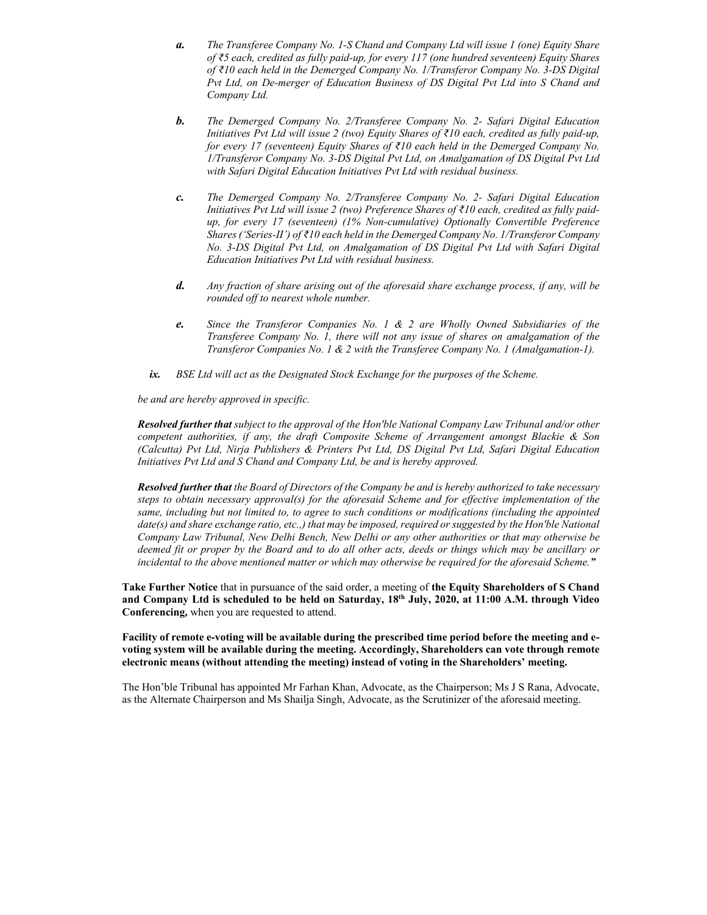***a.*** *The Transferee Company No. 1-S Chand and Company Ltd will issue 1 (one) Equity Share of ₹5 each, credited as fully paid-up, for every 117 (one hundred seventeen) Equity Shares of ₹10 each held in the Demerged Company No. 1/Transferor Company No. 3-DS Digital Pvt Ltd, on De-merger of Education Business of DS Digital Pvt Ltd into S Chand and Company Ltd.*

***b.*** *The Demerged Company No. 2/Transferee Company No. 2- Safari Digital Education Initiatives Pvt Ltd will issue 2 (two) Equity Shares of ₹10 each, credited as fully paid-up, for every 17 (seventeen) Equity Shares of ₹10 each held in the Demerged Company No. 1/Transferor Company No. 3-DS Digital Pvt Ltd, on Amalgamation of DS Digital Pvt Ltd with Safari Digital Education Initiatives Pvt Ltd with residual business.*

***c.*** *The Demerged Company No. 2/Transferee Company No. 2- Safari Digital Education Initiatives Pvt Ltd will issue 2 (two) Preference Shares of ₹10 each, credited as fully paid-up, for every 17 (seventeen) (1% Non-cumulative) Optionally Convertible Preference Shares ('Series-II') of ₹10 each held in the Demerged Company No. 1/Transferor Company No. 3-DS Digital Pvt Ltd, on Amalgamation of DS Digital Pvt Ltd with Safari Digital Education Initiatives Pvt Ltd with residual business.*

***d.*** *Any fraction of share arising out of the aforesaid share exchange process, if any, will be rounded off to nearest whole number.*

***e.*** *Since the Transferor Companies No. 1 & 2 are Wholly Owned Subsidiaries of the Transferee Company No. 1, there will not any issue of shares on amalgamation of the Transferor Companies No. 1 & 2 with the Transferee Company No. 1 (Amalgamation-1).*

***ix.*** *BSE Ltd will act as the Designated Stock Exchange for the purposes of the Scheme.*

*be and are hereby approved in specific.*

***Resolved further that*** *subject to the approval of the Hon'ble National Company Law Tribunal and/or other competent authorities, if any, the draft Composite Scheme of Arrangement amongst Blackie & Son (Calcutta) Pvt Ltd, Nirja Publishers & Printers Pvt Ltd, DS Digital Pvt Ltd, Safari Digital Education Initiatives Pvt Ltd and S Chand and Company Ltd, be and is hereby approved.*

***Resolved further that*** *the Board of Directors of the Company be and is hereby authorized to take necessary steps to obtain necessary approval(s) for the aforesaid Scheme and for effective implementation of the same, including but not limited to, to agree to such conditions or modifications (including the appointed date(s) and share exchange ratio, etc.,) that may be imposed, required or suggested by the Hon'ble National Company Law Tribunal, New Delhi Bench, New Delhi or any other authorities or that may otherwise be deemed fit or proper by the Board and to do all other acts, deeds or things which may be ancillary or incidental to the above mentioned matter or which may otherwise be required for the aforesaid Scheme."*

**Take Further Notice** that in pursuance of the said order, a meeting of **the Equity Shareholders of S Chand and Company Ltd is scheduled to be held on Saturday, 18th July, 2020, at 11:00 A.M. through Video Conferencing,** when you are requested to attend.

**Facility of remote e-voting will be available during the prescribed time period before the meeting and e-voting system will be available during the meeting. Accordingly, Shareholders can vote through remote electronic means (without attending the meeting) instead of voting in the Shareholders' meeting.**

The Hon'ble Tribunal has appointed Mr Farhan Khan, Advocate, as the Chairperson; Ms J S Rana, Advocate, as the Alternate Chairperson and Ms Shailja Singh, Advocate, as the Scrutinizer of the aforesaid meeting.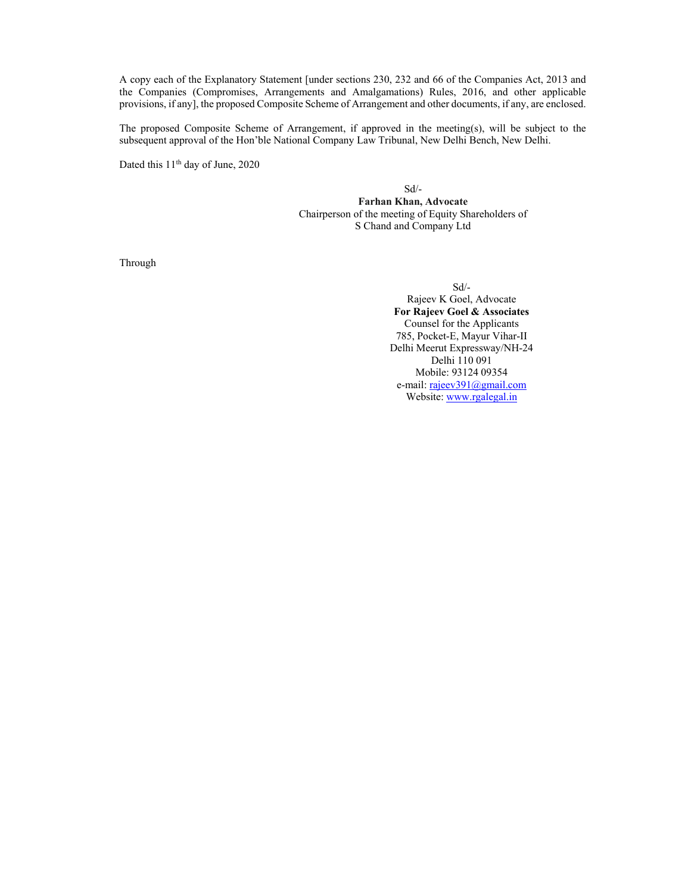A copy each of the Explanatory Statement [under sections 230, 232 and 66 of the Companies Act, 2013 and the Companies (Compromises, Arrangements and Amalgamations) Rules, 2016, and other applicable provisions, if any], the proposed Composite Scheme of Arrangement and other documents, if any, are enclosed.

The proposed Composite Scheme of Arrangement, if approved in the meeting(s), will be subject to the subsequent approval of the Hon'ble National Company Law Tribunal, New Delhi Bench, New Delhi.

Dated this 11th day of June, 2020

Sd/-
**Farhan Khan, Advocate**
Chairperson of the meeting of Equity Shareholders of
S Chand and Company Ltd

Through

Sd/-
Rajeev K Goel, Advocate
**For Rajeev Goel & Associates**
Counsel for the Applicants
785, Pocket-E, Mayur Vihar-II
Delhi Meerut Expressway/NH-24
Delhi 110 091
Mobile: 93124 09354
e-mail: rajeev391@gmail.com
Website: www.rgalegal.in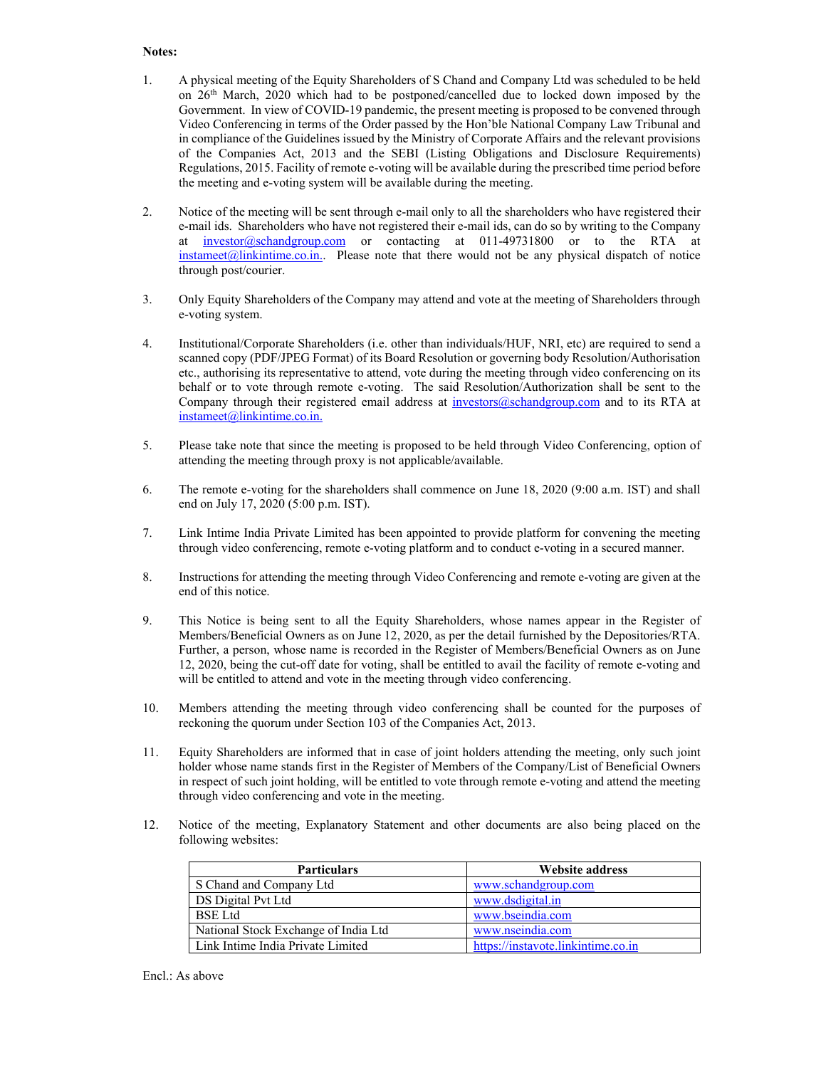**Notes:**

1. A physical meeting of the Equity Shareholders of S Chand and Company Ltd was scheduled to be held on 26th March, 2020 which had to be postponed/cancelled due to locked down imposed by the Government. In view of COVID-19 pandemic, the present meeting is proposed to be convened through Video Conferencing in terms of the Order passed by the Hon'ble National Company Law Tribunal and in compliance of the Guidelines issued by the Ministry of Corporate Affairs and the relevant provisions of the Companies Act, 2013 and the SEBI (Listing Obligations and Disclosure Requirements) Regulations, 2015. Facility of remote e-voting will be available during the prescribed time period before the meeting and e-voting system will be available during the meeting.

2. Notice of the meeting will be sent through e-mail only to all the shareholders who have registered their e-mail ids. Shareholders who have not registered their e-mail ids, can do so by writing to the Company at investor@schandgroup.com or contacting at 011-49731800 or to the RTA at instameet@linkintime.co.in.. Please note that there would not be any physical dispatch of notice through post/courier.

3. Only Equity Shareholders of the Company may attend and vote at the meeting of Shareholders through e-voting system.

4. Institutional/Corporate Shareholders (i.e. other than individuals/HUF, NRI, etc) are required to send a scanned copy (PDF/JPEG Format) of its Board Resolution or governing body Resolution/Authorisation etc., authorising its representative to attend, vote during the meeting through video conferencing on its behalf or to vote through remote e-voting. The said Resolution/Authorization shall be sent to the Company through their registered email address at investors@schandgroup.com and to its RTA at instameet@linkintime.co.in.

5. Please take note that since the meeting is proposed to be held through Video Conferencing, option of attending the meeting through proxy is not applicable/available.

6. The remote e-voting for the shareholders shall commence on June 18, 2020 (9:00 a.m. IST) and shall end on July 17, 2020 (5:00 p.m. IST).

7. Link Intime India Private Limited has been appointed to provide platform for convening the meeting through video conferencing, remote e-voting platform and to conduct e-voting in a secured manner.

8. Instructions for attending the meeting through Video Conferencing and remote e-voting are given at the end of this notice.

9. This Notice is being sent to all the Equity Shareholders, whose names appear in the Register of Members/Beneficial Owners as on June 12, 2020, as per the detail furnished by the Depositories/RTA. Further, a person, whose name is recorded in the Register of Members/Beneficial Owners as on June 12, 2020, being the cut-off date for voting, shall be entitled to avail the facility of remote e-voting and will be entitled to attend and vote in the meeting through video conferencing.

10. Members attending the meeting through video conferencing shall be counted for the purposes of reckoning the quorum under Section 103 of the Companies Act, 2013.

11. Equity Shareholders are informed that in case of joint holders attending the meeting, only such joint holder whose name stands first in the Register of Members of the Company/List of Beneficial Owners in respect of such joint holding, will be entitled to vote through remote e-voting and attend the meeting through video conferencing and vote in the meeting.

12. Notice of the meeting, Explanatory Statement and other documents are also being placed on the following websites:

| Particulars | Website address |
|---|---|
| S Chand and Company Ltd | www.schandgroup.com |
| DS Digital Pvt Ltd | www.dsdigital.in |
| BSE Ltd | www.bseindia.com |
| National Stock Exchange of India Ltd | www.nseindia.com |
| Link Intime India Private Limited | https://instavote.linkintime.co.in |

Encl.: As above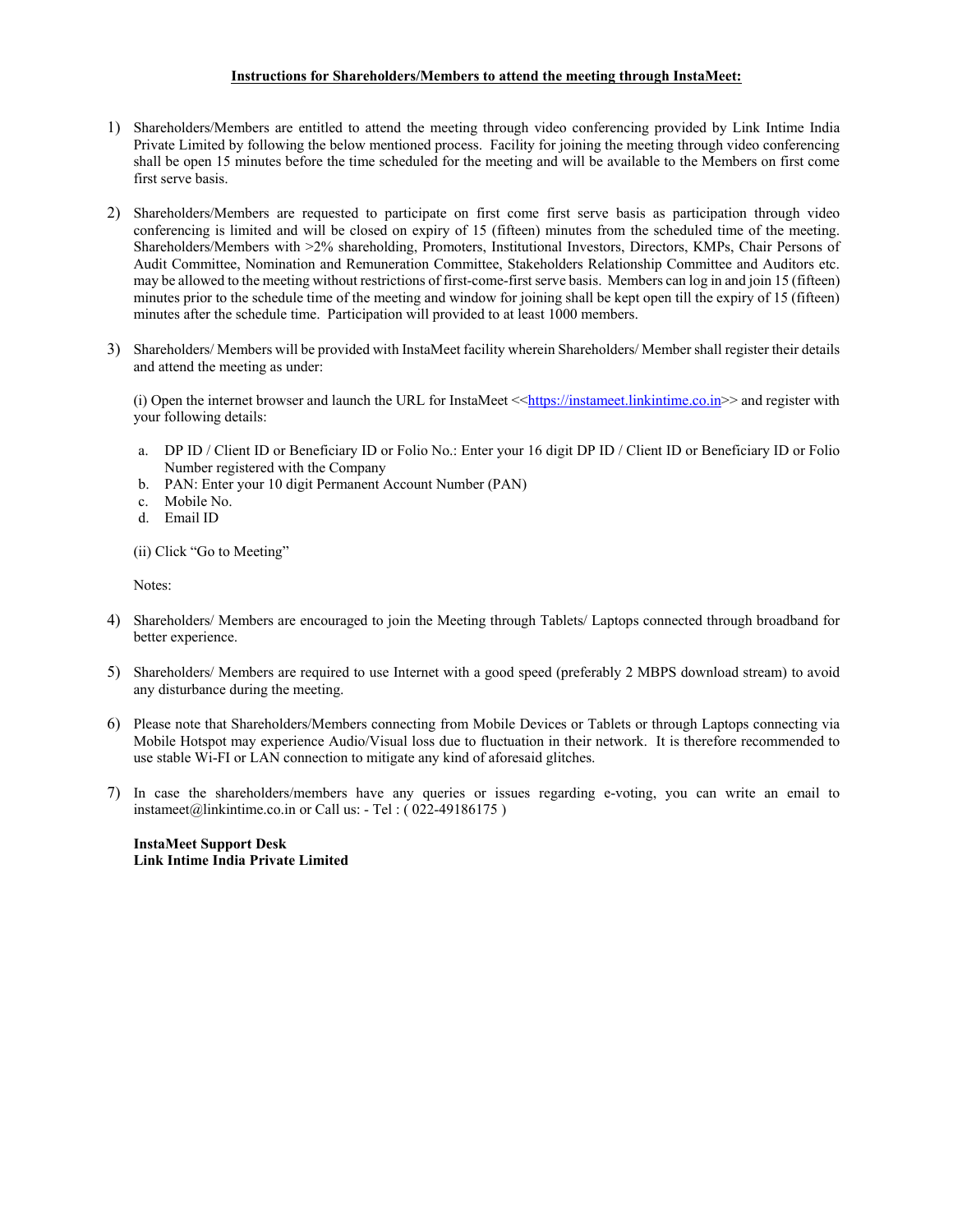**Instructions for Shareholders/Members to attend the meeting through InstaMeet:**

1) Shareholders/Members are entitled to attend the meeting through video conferencing provided by Link Intime India Private Limited by following the below mentioned process. Facility for joining the meeting through video conferencing shall be open 15 minutes before the time scheduled for the meeting and will be available to the Members on first come first serve basis.

2) Shareholders/Members are requested to participate on first come first serve basis as participation through video conferencing is limited and will be closed on expiry of 15 (fifteen) minutes from the scheduled time of the meeting. Shareholders/Members with >2% shareholding, Promoters, Institutional Investors, Directors, KMPs, Chair Persons of Audit Committee, Nomination and Remuneration Committee, Stakeholders Relationship Committee and Auditors etc. may be allowed to the meeting without restrictions of first-come-first serve basis. Members can log in and join 15 (fifteen) minutes prior to the schedule time of the meeting and window for joining shall be kept open till the expiry of 15 (fifteen) minutes after the schedule time. Participation will provided to at least 1000 members.

3) Shareholders/ Members will be provided with InstaMeet facility wherein Shareholders/ Member shall register their details and attend the meeting as under:

   (i) Open the internet browser and launch the URL for InstaMeet <<https://instameet.linkintime.co.in>> and register with your following details:

   a. DP ID / Client ID or Beneficiary ID or Folio No.: Enter your 16 digit DP ID / Client ID or Beneficiary ID or Folio Number registered with the Company
   b. PAN: Enter your 10 digit Permanent Account Number (PAN)
   c. Mobile No.
   d. Email ID

   (ii) Click "Go to Meeting"

   Notes:

4) Shareholders/ Members are encouraged to join the Meeting through Tablets/ Laptops connected through broadband for better experience.

5) Shareholders/ Members are required to use Internet with a good speed (preferably 2 MBPS download stream) to avoid any disturbance during the meeting.

6) Please note that Shareholders/Members connecting from Mobile Devices or Tablets or through Laptops connecting via Mobile Hotspot may experience Audio/Visual loss due to fluctuation in their network. It is therefore recommended to use stable Wi-FI or LAN connection to mitigate any kind of aforesaid glitches.

7) In case the shareholders/members have any queries or issues regarding e-voting, you can write an email to instameet@linkintime.co.in or Call us: - Tel : ( 022-49186175 )

**InstaMeet Support Desk**
**Link Intime India Private Limited**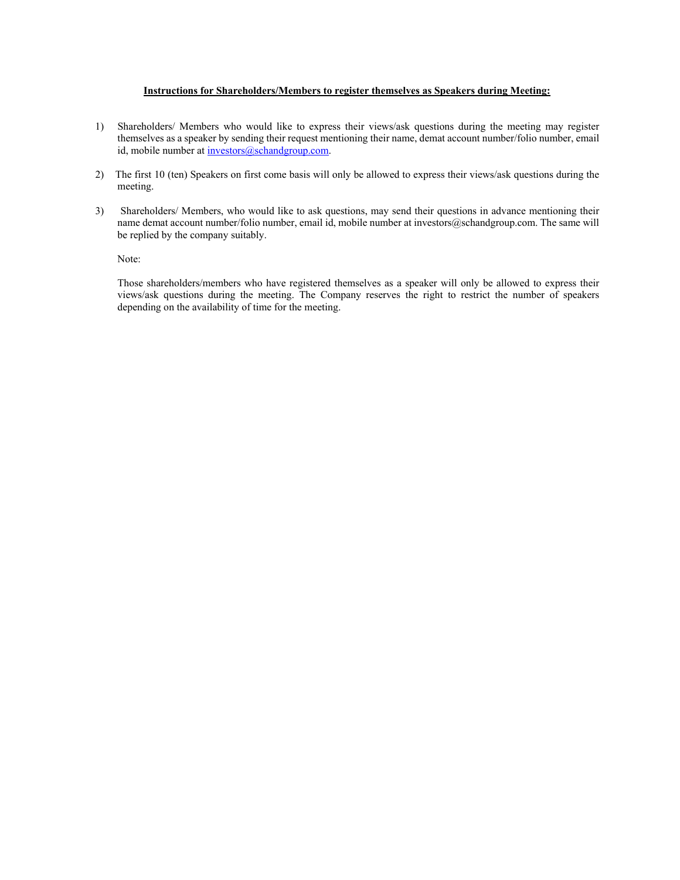**Instructions for Shareholders/Members to register themselves as Speakers during Meeting:**

1) Shareholders/ Members who would like to express their views/ask questions during the meeting may register themselves as a speaker by sending their request mentioning their name, demat account number/folio number, email id, mobile number at investors@schandgroup.com.

2) The first 10 (ten) Speakers on first come basis will only be allowed to express their views/ask questions during the meeting.

3) Shareholders/ Members, who would like to ask questions, may send their questions in advance mentioning their name demat account number/folio number, email id, mobile number at investors@schandgroup.com. The same will be replied by the company suitably.

Note:

Those shareholders/members who have registered themselves as a speaker will only be allowed to express their views/ask questions during the meeting. The Company reserves the right to restrict the number of speakers depending on the availability of time for the meeting.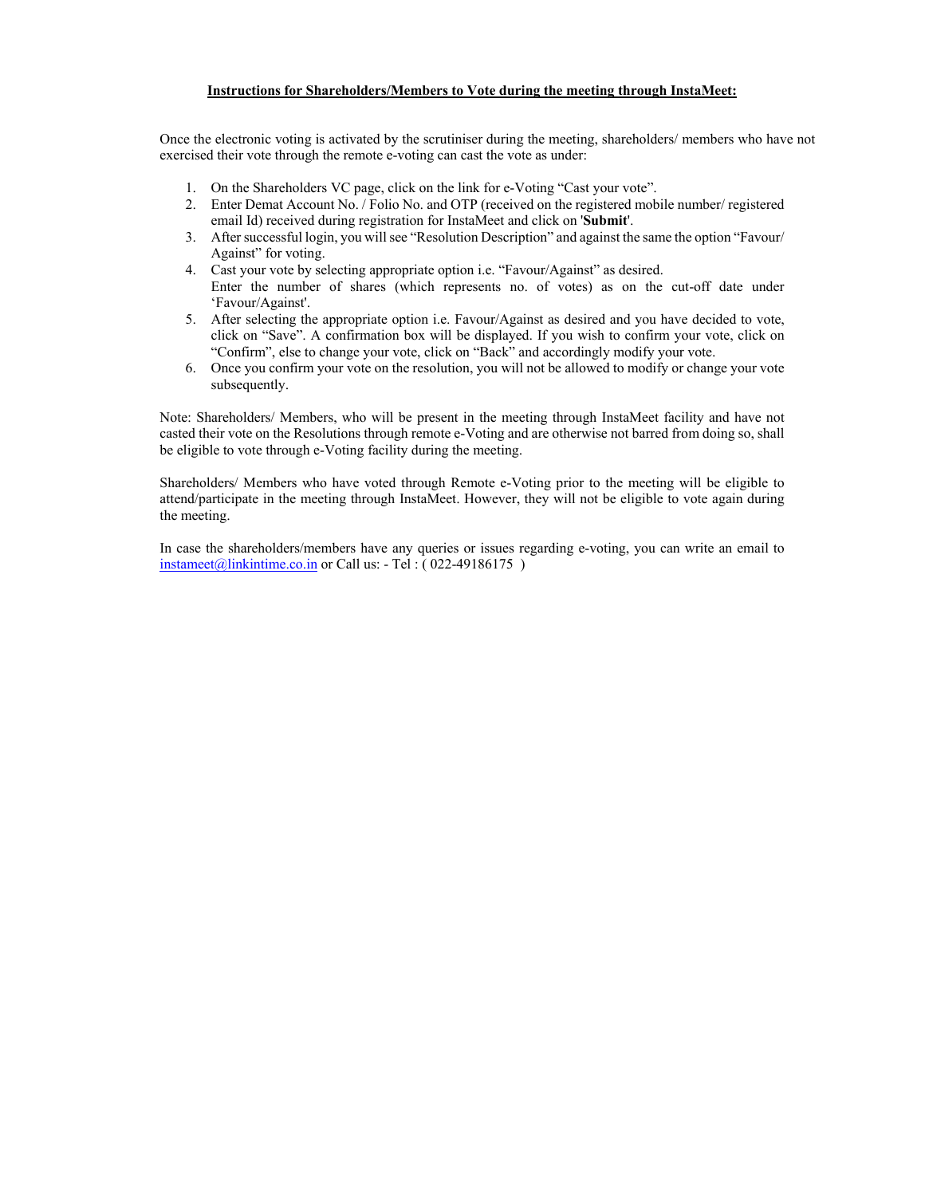**Instructions for Shareholders/Members to Vote during the meeting through InstaMeet:**

Once the electronic voting is activated by the scrutiniser during the meeting, shareholders/ members who have not exercised their vote through the remote e-voting can cast the vote as under:

1. On the Shareholders VC page, click on the link for e-Voting "Cast your vote".
2. Enter Demat Account No. / Folio No. and OTP (received on the registered mobile number/ registered email Id) received during registration for InstaMeet and click on '**Submit**'.
3. After successful login, you will see "Resolution Description" and against the same the option "Favour/ Against" for voting.
4. Cast your vote by selecting appropriate option i.e. "Favour/Against" as desired.
   Enter the number of shares (which represents no. of votes) as on the cut-off date under 'Favour/Against'.
5. After selecting the appropriate option i.e. Favour/Against as desired and you have decided to vote, click on "Save". A confirmation box will be displayed. If you wish to confirm your vote, click on "Confirm", else to change your vote, click on "Back" and accordingly modify your vote.
6. Once you confirm your vote on the resolution, you will not be allowed to modify or change your vote subsequently.

Note: Shareholders/ Members, who will be present in the meeting through InstaMeet facility and have not casted their vote on the Resolutions through remote e-Voting and are otherwise not barred from doing so, shall be eligible to vote through e-Voting facility during the meeting.

Shareholders/ Members who have voted through Remote e-Voting prior to the meeting will be eligible to attend/participate in the meeting through InstaMeet. However, they will not be eligible to vote again during the meeting.

In case the shareholders/members have any queries or issues regarding e-voting, you can write an email to instameet@linkintime.co.in or Call us: - Tel : ( 022-49186175 )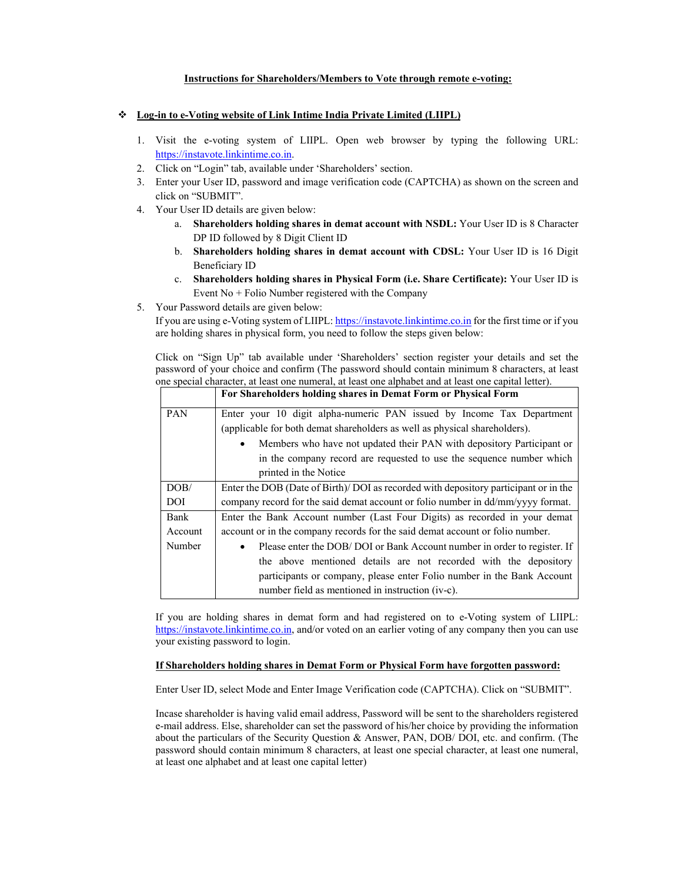**Instructions for Shareholders/Members to Vote through remote e-voting:**

❖ **Log-in to e-Voting website of Link Intime India Private Limited (LIIPL)**

1. Visit the e-voting system of LIIPL. Open web browser by typing the following URL: https://instavote.linkintime.co.in.
2. Click on "Login" tab, available under 'Shareholders' section.
3. Enter your User ID, password and image verification code (CAPTCHA) as shown on the screen and click on "SUBMIT".
4. Your User ID details are given below:
   a. **Shareholders holding shares in demat account with NSDL:** Your User ID is 8 Character DP ID followed by 8 Digit Client ID
   b. **Shareholders holding shares in demat account with CDSL:** Your User ID is 16 Digit Beneficiary ID
   c. **Shareholders holding shares in Physical Form (i.e. Share Certificate):** Your User ID is Event No + Folio Number registered with the Company
5. Your Password details are given below:
   If you are using e-Voting system of LIIPL: https://instavote.linkintime.co.in for the first time or if you are holding shares in physical form, you need to follow the steps given below:

   Click on "Sign Up" tab available under 'Shareholders' section register your details and set the password of your choice and confirm (The password should contain minimum 8 characters, at least one special character, at least one numeral, at least one alphabet and at least one capital letter).

| | **For Shareholders holding shares in Demat Form or Physical Form** |
|---|---|
| PAN | Enter your 10 digit alpha-numeric PAN issued by Income Tax Department (applicable for both demat shareholders as well as physical shareholders).<br>• Members who have not updated their PAN with depository Participant or in the company record are requested to use the sequence number which printed in the Notice |
| DOB/ DOI | Enter the DOB (Date of Birth)/ DOI as recorded with depository participant or in the company record for the said demat account or folio number in dd/mm/yyyy format. |
| Bank Account Number | Enter the Bank Account number (Last Four Digits) as recorded in your demat account or in the company records for the said demat account or folio number.<br>• Please enter the DOB/ DOI or Bank Account number in order to register. If the above mentioned details are not recorded with the depository participants or company, please enter Folio number in the Bank Account number field as mentioned in instruction (iv-c). |

If you are holding shares in demat form and had registered on to e-Voting system of LIIPL: https://instavote.linkintime.co.in, and/or voted on an earlier voting of any company then you can use your existing password to login.

**If Shareholders holding shares in Demat Form or Physical Form have forgotten password:**

Enter User ID, select Mode and Enter Image Verification code (CAPTCHA). Click on "SUBMIT".

Incase shareholder is having valid email address, Password will be sent to the shareholders registered e-mail address. Else, shareholder can set the password of his/her choice by providing the information about the particulars of the Security Question & Answer, PAN, DOB/ DOI, etc. and confirm. (The password should contain minimum 8 characters, at least one special character, at least one numeral, at least one alphabet and at least one capital letter)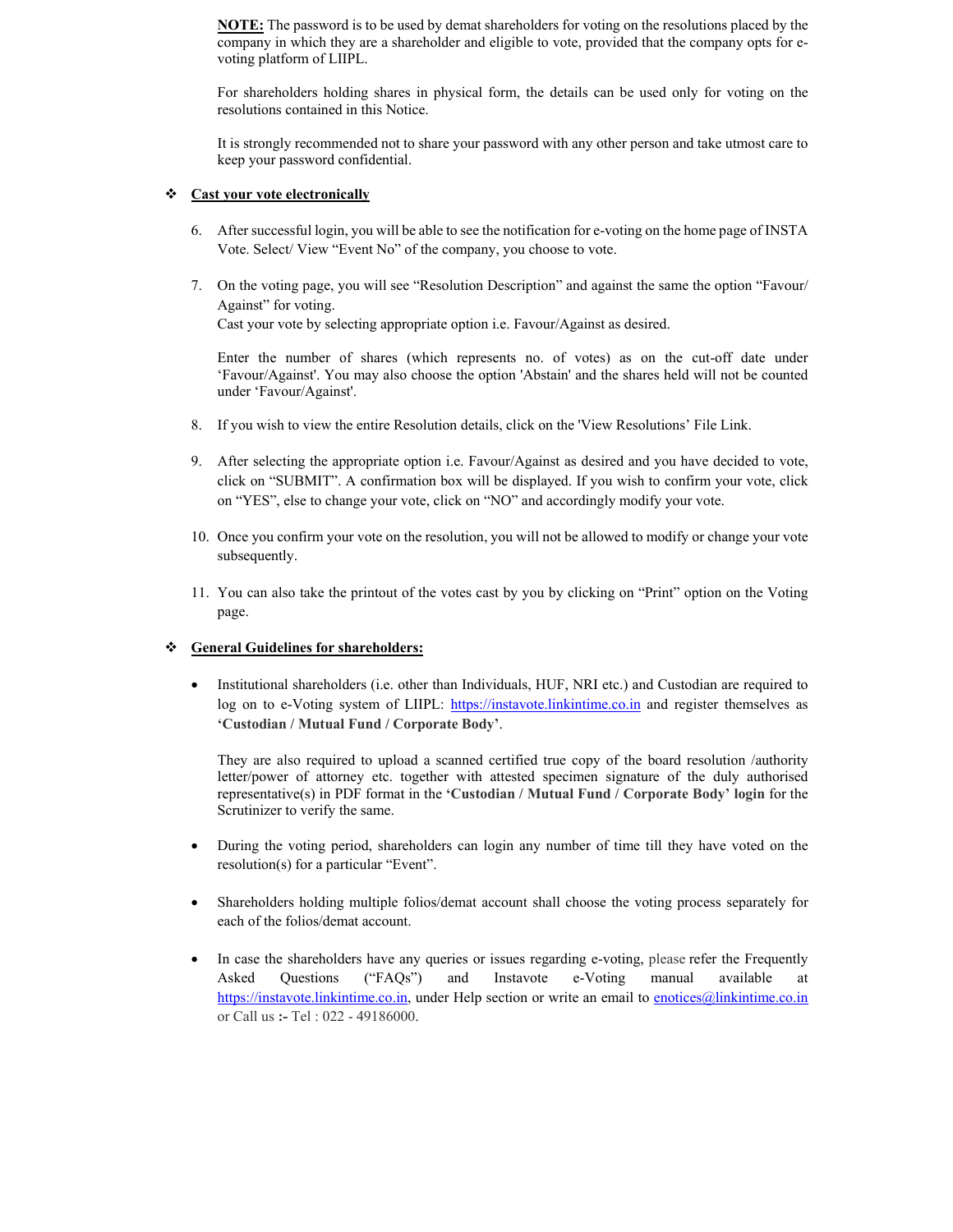**NOTE:** The password is to be used by demat shareholders for voting on the resolutions placed by the company in which they are a shareholder and eligible to vote, provided that the company opts for e-voting platform of LIIPL.

For shareholders holding shares in physical form, the details can be used only for voting on the resolutions contained in this Notice.

It is strongly recommended not to share your password with any other person and take utmost care to keep your password confidential.

❖ **Cast your vote electronically**

6. After successful login, you will be able to see the notification for e-voting on the home page of INSTA Vote. Select/ View "Event No" of the company, you choose to vote.

7. On the voting page, you will see "Resolution Description" and against the same the option "Favour/ Against" for voting.
   Cast your vote by selecting appropriate option i.e. Favour/Against as desired.

   Enter the number of shares (which represents no. of votes) as on the cut-off date under 'Favour/Against'. You may also choose the option 'Abstain' and the shares held will not be counted under 'Favour/Against'.

8. If you wish to view the entire Resolution details, click on the 'View Resolutions' File Link.

9. After selecting the appropriate option i.e. Favour/Against as desired and you have decided to vote, click on "SUBMIT". A confirmation box will be displayed. If you wish to confirm your vote, click on "YES", else to change your vote, click on "NO" and accordingly modify your vote.

10. Once you confirm your vote on the resolution, you will not be allowed to modify or change your vote subsequently.

11. You can also take the printout of the votes cast by you by clicking on "Print" option on the Voting page.

❖ **General Guidelines for shareholders:**

- Institutional shareholders (i.e. other than Individuals, HUF, NRI etc.) and Custodian are required to log on to e-Voting system of LIIPL: https://instavote.linkintime.co.in and register themselves as **'Custodian / Mutual Fund / Corporate Body'**.

  They are also required to upload a scanned certified true copy of the board resolution /authority letter/power of attorney etc. together with attested specimen signature of the duly authorised representative(s) in PDF format in the **'Custodian / Mutual Fund / Corporate Body' login** for the Scrutinizer to verify the same.

- During the voting period, shareholders can login any number of time till they have voted on the resolution(s) for a particular "Event".

- Shareholders holding multiple folios/demat account shall choose the voting process separately for each of the folios/demat account.

- In case the shareholders have any queries or issues regarding e-voting, please refer the Frequently Asked Questions ("FAQs") and Instavote e-Voting manual available at https://instavote.linkintime.co.in, under Help section or write an email to enotices@linkintime.co.in or Call us **:-** Tel : 022 - 49186000.